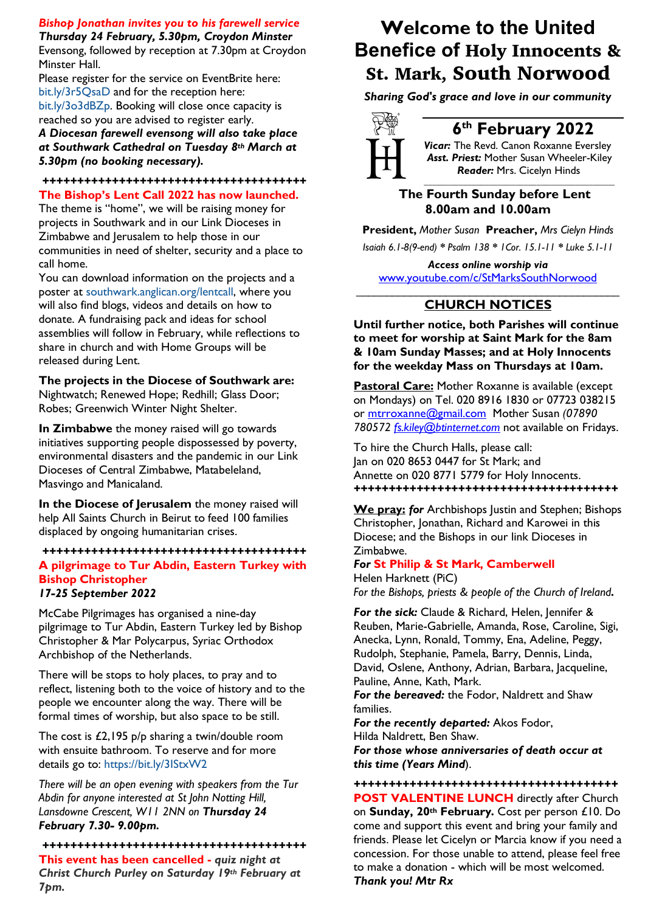# Welcome to the United Benefice of Holy Innocents & St. Mark, South Norwood

***Sharing God's grace and love in our community***

## 6th February 2022

***Vicar:*** The Revd. Canon Roxanne Eversley
***Asst. Priest:*** Mother Susan Wheeler-Kiley
***Reader:*** Mrs. Cicelyn Hinds

**The Fourth Sunday before Lent**
**8.00am and 10.00am**

**President,** *Mother Susan* **Preacher,** *Mrs Cielyn Hinds*

*Isaiah 6.1-8(9-end) * Psalm 138 * 1Cor. 15.1-11 * Luke 5.1-11*

***Access online worship via***
www.youtube.com/c/StMarksSouthNorwood

## CHURCH NOTICES

**Until further notice, both Parishes will continue to meet for worship at Saint Mark for the 8am & 10am Sunday Masses; and at Holy Innocents for the weekday Mass on Thursdays at 10am.**

**Pastoral Care:** Mother Roxanne is available (except on Mondays) on Tel. 020 8916 1830 or 07723 038215 or mtrroxanne@gmail.com Mother Susan *(07890 780572 fs.kiley@btinternet.com* not available on Fridays.

To hire the Church Halls, please call:
Jan on 020 8653 0447 for St Mark; and
Annette on 020 8771 5779 for Holy Innocents.

++++++++++++++++++++++++++++++++++++++

**We pray:** ***for*** Archbishops Justin and Stephen; Bishops Christopher, Jonathan, Richard and Karowei in this Diocese; and the Bishops in our link Dioceses in Zimbabwe.
***For* St Philip & St Mark, Camberwell**
Helen Harknett (PiC)
*For the Bishops, priests & people of the Church of Ireland.*

***For the sick:*** Claude & Richard, Helen, Jennifer & Reuben, Marie-Gabrielle, Amanda, Rose, Caroline, Sigi, Anecka, Lynn, Ronald, Tommy, Ena, Adeline, Peggy, Rudolph, Stephanie, Pamela, Barry, Dennis, Linda, David, Oslene, Anthony, Adrian, Barbara, Jacqueline, Pauline, Anne, Kath, Mark.
***For the bereaved:*** the Fodor, Naldrett and Shaw families.
***For the recently departed:*** Akos Fodor, Hilda Naldrett, Ben Shaw.
***For those whose anniversaries of death occur at this time (Years Mind).***

++++++++++++++++++++++++++++++++++++++

**POST VALENTINE LUNCH** directly after Church on **Sunday, 20th February.** Cost per person £10. Do come and support this event and bring your family and friends. Please let Cicelyn or Marcia know if you need a concession. For those unable to attend, please feel free to make a donation - which will be most welcomed.
***Thank you! Mtr Rx***

++++++++++++++++++++++++++++++++++++++

***Bishop Jonathan invites you to his farewell service***
***Thursday 24 February, 5.30pm, Croydon Minster***
Evensong, followed by reception at 7.30pm at Croydon Minster Hall.
Please register for the service on EventBrite here: bit.ly/3r5QsaD and for the reception here: bit.ly/3o3dBZp. Booking will close once capacity is reached so you are advised to register early.
***A Diocesan farewell evensong will also take place at Southwark Cathedral on Tuesday 8th March at 5.30pm (no booking necessary).***

++++++++++++++++++++++++++++++++++++++

**The Bishop's Lent Call 2022 has now launched.**
The theme is "home", we will be raising money for projects in Southwark and in our Link Dioceses in Zimbabwe and Jerusalem to help those in our communities in need of shelter, security and a place to call home.
You can download information on the projects and a poster at southwark.anglican.org/lentcall, where you will also find blogs, videos and details on how to donate. A fundraising pack and ideas for school assemblies will follow in February, while reflections to share in church and with Home Groups will be released during Lent.

**The projects in the Diocese of Southwark are:** Nightwatch; Renewed Hope; Redhill; Glass Door; Robes; Greenwich Winter Night Shelter.

**In Zimbabwe** the money raised will go towards initiatives supporting people dispossessed by poverty, environmental disasters and the pandemic in our Link Dioceses of Central Zimbabwe, Matabeleland, Masvingo and Manicaland.

**In the Diocese of Jerusalem** the money raised will help All Saints Church in Beirut to feed 100 families displaced by ongoing humanitarian crises.

++++++++++++++++++++++++++++++++++++++

**A pilgrimage to Tur Abdin, Eastern Turkey with Bishop Christopher**
***17-25 September 2022***

McCabe Pilgrimages has organised a nine-day pilgrimage to Tur Abdin, Eastern Turkey led by Bishop Christopher & Mar Polycarpus, Syriac Orthodox Archbishop of the Netherlands.

There will be stops to holy places, to pray and to reflect, listening both to the voice of history and to the people we encounter along the way. There will be formal times of worship, but also space to be still.

The cost is £2,195 p/p sharing a twin/double room with ensuite bathroom. To reserve and for more details go to: https://bit.ly/3IStxW2

*There will be an open evening with speakers from the Tur Abdin for anyone interested at St John Notting Hill, Lansdowne Crescent, W11 2NN on* ***Thursday 24 February 7.30- 9.00pm.***

++++++++++++++++++++++++++++++++++++++

**This event has been cancelled -** ***quiz night at Christ Church Purley on Saturday 19th February at 7pm.***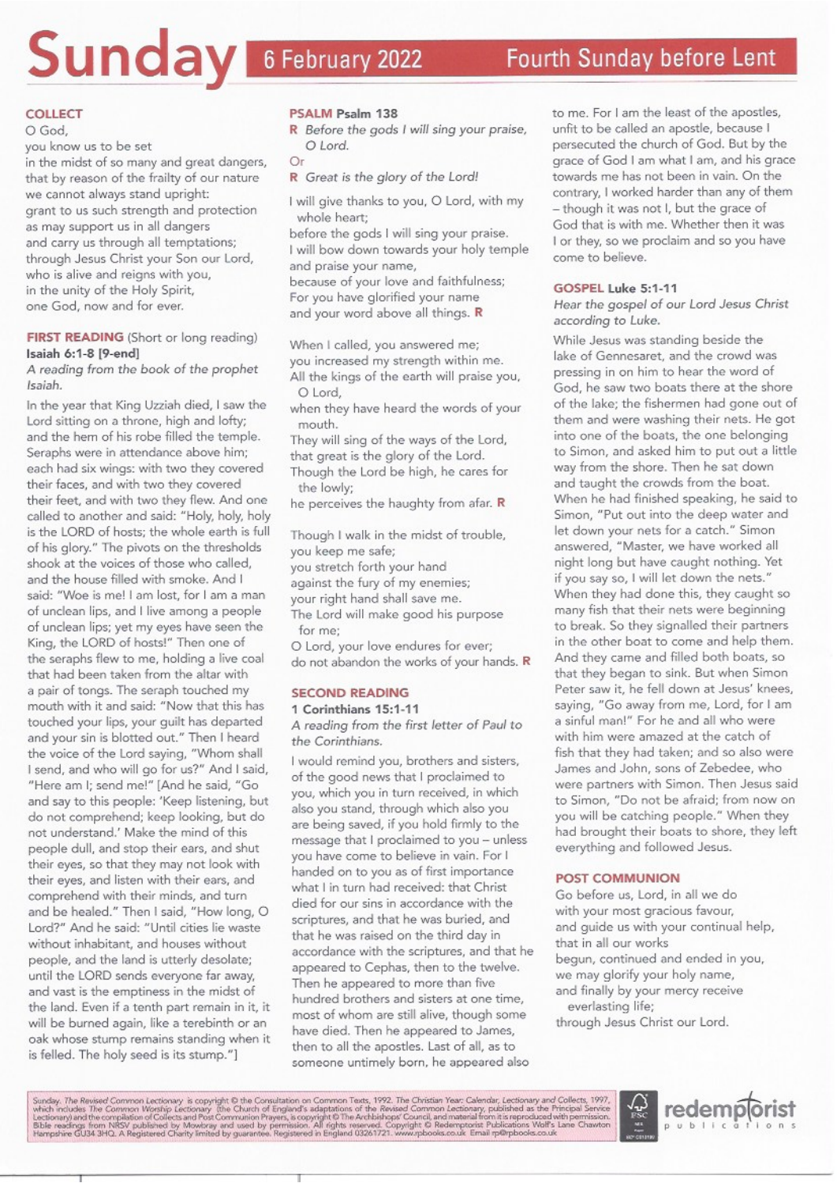# Sunday 6 February 2022 Fourth Sunday before Lent

## COLLECT

O God,
you know us to be set
in the midst of so many and great dangers,
that by reason of the frailty of our nature
we cannot always stand upright:
grant to us such strength and protection
as may support us in all dangers
and carry us through all temptations;
through Jesus Christ your Son our Lord,
who is alive and reigns with you,
in the unity of the Holy Spirit,
one God, now and for ever.

## FIRST READING (Short or long reading)

**Isaiah 6:1-8 [9-end]**

*A reading from the book of the prophet Isaiah.*

In the year that King Uzziah died, I saw the Lord sitting on a throne, high and lofty; and the hem of his robe filled the temple. Seraphs were in attendance above him; each had six wings: with two they covered their faces, and with two they covered their feet, and with two they flew. And one called to another and said: "Holy, holy, holy is the LORD of hosts; the whole earth is full of his glory." The pivots on the thresholds shook at the voices of those who called, and the house filled with smoke. And I said: "Woe is me! I am lost, for I am a man of unclean lips, and I live among a people of unclean lips; yet my eyes have seen the King, the LORD of hosts!" Then one of the seraphs flew to me, holding a live coal that had been taken from the altar with a pair of tongs. The seraph touched my mouth with it and said: "Now that this has touched your lips, your guilt has departed and your sin is blotted out." Then I heard the voice of the Lord saying, "Whom shall I send, and who will go for us?" And I said, "Here am I; send me!" [And he said, "Go and say to this people: 'Keep listening, but do not comprehend; keep looking, but do not understand.' Make the mind of this people dull, and stop their ears, and shut their eyes, so that they may not look with their eyes, and listen with their ears, and comprehend with their minds, and turn and be healed." Then I said, "How long, O Lord?" And he said: "Until cities lie waste without inhabitant, and houses without people, and the land is utterly desolate; until the LORD sends everyone far away, and vast is the emptiness in the midst of the land. Even if a tenth part remain in it, it will be burned again, like a terebinth or an oak whose stump remains standing when it is felled. The holy seed is its stump."]

## PSALM Psalm 138

**R** *Before the gods I will sing your praise, O Lord.*

Or

**R** *Great is the glory of the Lord!*

I will give thanks to you, O Lord, with my whole heart;
before the gods I will sing your praise.
I will bow down towards your holy temple
and praise your name,
because of your love and faithfulness;
For you have glorified your name
and your word above all things. **R**

When I called, you answered me;
you increased my strength within me.
All the kings of the earth will praise you, O Lord,
when they have heard the words of your mouth.
They will sing of the ways of the Lord,
that great is the glory of the Lord.
Though the Lord be high, he cares for the lowly;
he perceives the haughty from afar. **R**

Though I walk in the midst of trouble,
you keep me safe;
you stretch forth your hand
against the fury of my enemies;
your right hand shall save me.
The Lord will make good his purpose for me;
O Lord, your love endures for ever;
do not abandon the works of your hands. **R**

## SECOND READING

**1 Corinthians 15:1-11**

*A reading from the first letter of Paul to the Corinthians.*

I would remind you, brothers and sisters, of the good news that I proclaimed to you, which you in turn received, in which also you stand, through which also you are being saved, if you hold firmly to the message that I proclaimed to you – unless you have come to believe in vain. For I handed on to you as of first importance what I in turn had received: that Christ died for our sins in accordance with the scriptures, and that he was buried, and that he was raised on the third day in accordance with the scriptures, and that he appeared to Cephas, then to the twelve. Then he appeared to more than five hundred brothers and sisters at one time, most of whom are still alive, though some have died. Then he appeared to James, then to all the apostles. Last of all, as to someone untimely born, he appeared also to me. For I am the least of the apostles, unfit to be called an apostle, because I persecuted the church of God. But by the grace of God I am what I am, and his grace towards me has not been in vain. On the contrary, I worked harder than any of them – though it was not I, but the grace of God that is with me. Whether then it was I or they, so we proclaim and so you have come to believe.

## GOSPEL Luke 5:1-11

*Hear the gospel of our Lord Jesus Christ according to Luke.*

While Jesus was standing beside the lake of Gennesaret, and the crowd was pressing in on him to hear the word of God, he saw two boats there at the shore of the lake; the fishermen had gone out of them and were washing their nets. He got into one of the boats, the one belonging to Simon, and asked him to put out a little way from the shore. Then he sat down and taught the crowds from the boat. When he had finished speaking, he said to Simon, "Put out into the deep water and let down your nets for a catch." Simon answered, "Master, we have worked all night long but have caught nothing. Yet if you say so, I will let down the nets." When they had done this, they caught so many fish that their nets were beginning to break. So they signalled their partners in the other boat to come and help them. And they came and filled both boats, so that they began to sink. But when Simon Peter saw it, he fell down at Jesus' knees, saying, "Go away from me, Lord, for I am a sinful man!" For he and all who were with him were amazed at the catch of fish that they had taken; and so also were James and John, sons of Zebedee, who were partners with Simon. Then Jesus said to Simon, "Do not be afraid; from now on you will be catching people." When they had brought their boats to shore, they left everything and followed Jesus.

## POST COMMUNION

Go before us, Lord, in all we do
with your most gracious favour,
and guide us with your continual help,
that in all our works
begun, continued and ended in you,
we may glorify your holy name,
and finally by your mercy receive everlasting life;
through Jesus Christ our Lord.

Sunday. *The Revised Common Lectionary* is copyright © the Consultation on Common Texts, 1992. *The Christian Year: Calendar, Lectionary and Collects*, 1997, which includes *The Common Worship Lectionary* (the Church of England's adaptations of the *Revised Common Lectionary*, published as the Principal Service Lectionary) and the compilation of Collects and Post Communion Prayers, is copyright © The Archbishops' Council, and material from it is reproduced with permission. Bible readings from NRSV published by Mowbray and used by permission. All rights reserved. Copyright © Redemptorist Publications Wolf's Lane Chawton Hampshire GU34 3HQ. A Registered Charity limited by guarantee. Registered in England 03261721. www.rpbooks.co.uk Email rp@rpbooks.co.uk

redemptorist publications